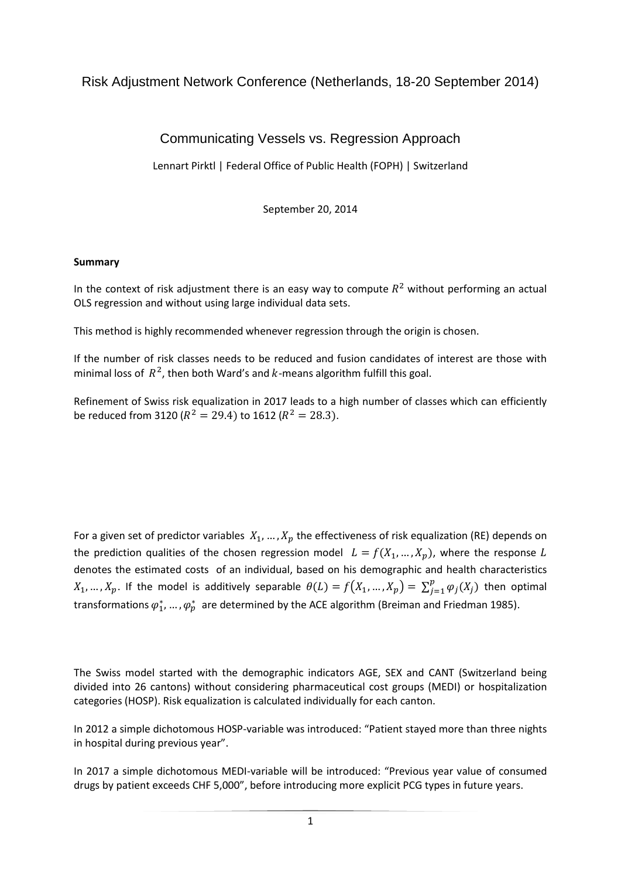Risk Adjustment Network Conference (Netherlands, 18-20 September 2014)

# Communicating Vessels vs. Regression Approach

Lennart Pirktl | Federal Office of Public Health (FOPH) | Switzerland

September 20, 2014

**Summary**

In the context of risk adjustment there is an easy way to compute $R^2$ without performing an actual OLS regression and without using large individual data sets.

This method is highly recommended whenever regression through the origin is chosen.

If the number of risk classes needs to be reduced and fusion candidates of interest are those with minimal loss of $R^2$, then both Ward's and $k$-means algorithm fulfill this goal.

Refinement of Swiss risk equalization in 2017 leads to a high number of classes which can efficiently be reduced from 3120 ($R^2 = 29.4$) to 1612 ($R^2 = 28.3$).

For a given set of predictor variables $X_1, \ldots, X_p$ the effectiveness of risk equalization (RE) depends on the prediction qualities of the chosen regression model $L = f(X_1, \ldots, X_p)$, where the response $L$ denotes the estimated costs of an individual, based on his demographic and health characteristics $X_1, \ldots, X_p$. If the model is additively separable $\theta(L) = f(X_1, \ldots, X_p) = \sum_{j=1}^{p} \varphi_j(X_j)$ then optimal transformations $\varphi_1^*, \ldots, \varphi_p^*$ are determined by the ACE algorithm (Breiman and Friedman 1985).

The Swiss model started with the demographic indicators AGE, SEX and CANT (Switzerland being divided into 26 cantons) without considering pharmaceutical cost groups (MEDI) or hospitalization categories (HOSP). Risk equalization is calculated individually for each canton.

In 2012 a simple dichotomous HOSP-variable was introduced: "Patient stayed more than three nights in hospital during previous year".

In 2017 a simple dichotomous MEDI-variable will be introduced: "Previous year value of consumed drugs by patient exceeds CHF 5,000", before introducing more explicit PCG types in future years.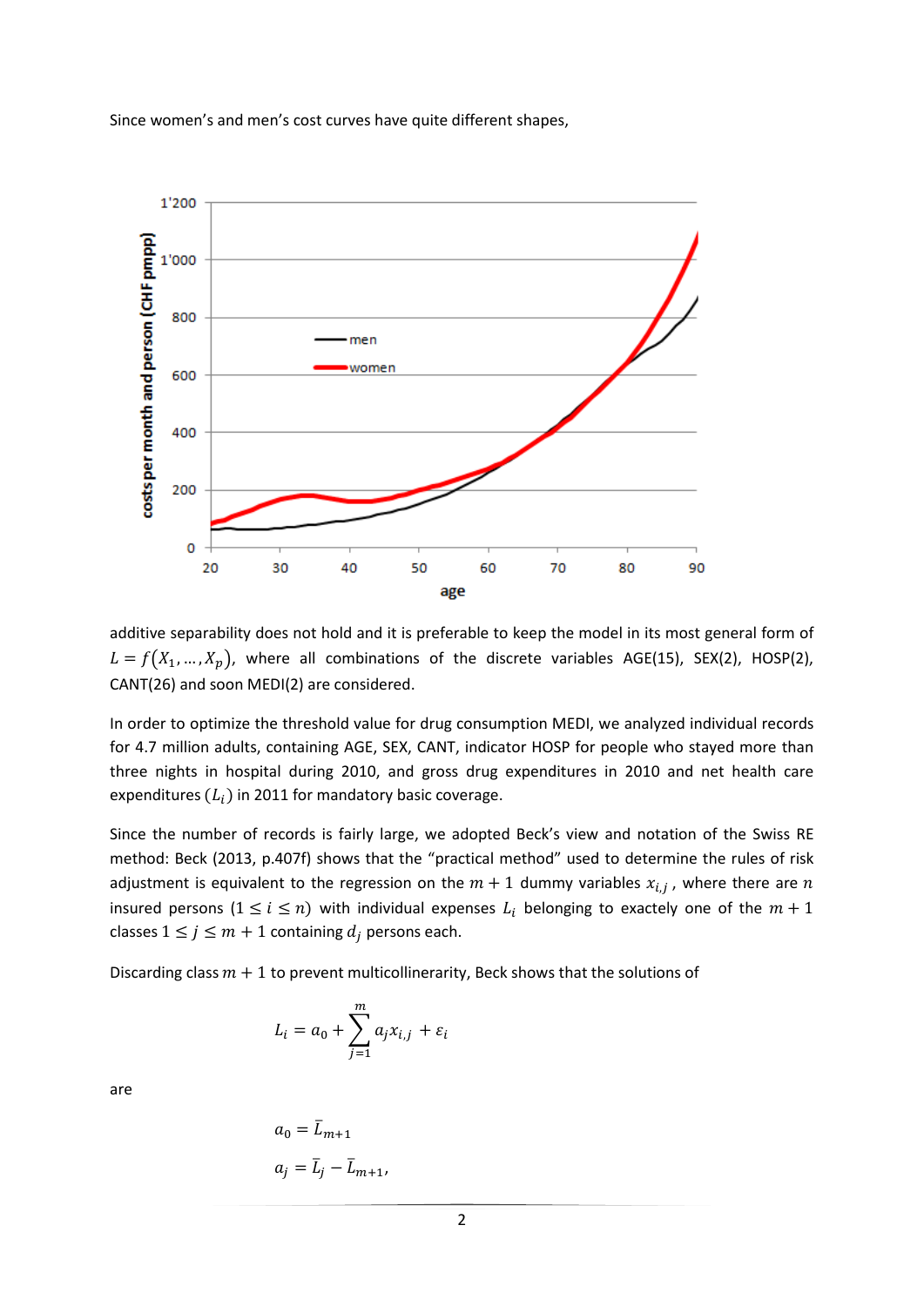Since women's and men's cost curves have quite different shapes,

additive separability does not hold and it is preferable to keep the model in its most general form of $L = f(X_1, \ldots, X_p)$, where all combinations of the discrete variables AGE(15), SEX(2), HOSP(2), CANT(26) and soon MEDI(2) are considered.

In order to optimize the threshold value for drug consumption MEDI, we analyzed individual records for 4.7 million adults, containing AGE, SEX, CANT, indicator HOSP for people who stayed more than three nights in hospital during 2010, and gross drug expenditures in 2010 and net health care expenditures ($L_i$) in 2011 for mandatory basic coverage.

Since the number of records is fairly large, we adopted Beck's view and notation of the Swiss RE method: Beck (2013, p.407f) shows that the "practical method" used to determine the rules of risk adjustment is equivalent to the regression on the $m+1$ dummy variables $x_{i,j}$, where there are $n$ insured persons $(1 \leq i \leq n)$ with individual expenses $L_i$ belonging to exactly one of the $m+1$ classes $1 \leq j \leq m+1$ containing $d_j$ persons each.

Discarding class $m+1$ to prevent multicollinerarity, Beck shows that the solutions of

$$L_i = a_0 + \sum_{j=1}^{m} a_j x_{i,j} + \varepsilon_i$$

are

$$a_0 = \bar{L}_{m+1}$$

$$a_j = \bar{L}_j - \bar{L}_{m+1},$$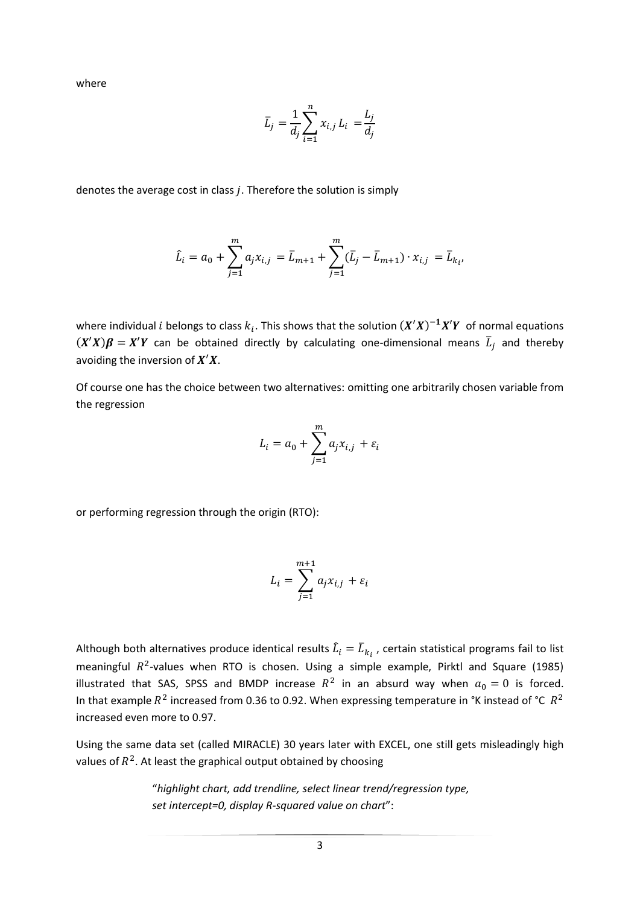where

$$\bar{L}_j = \frac{1}{d_j}\sum_{i=1}^{n} x_{i,j}\, L_i = \frac{L_j}{d_j}$$

denotes the average cost in class $j$. Therefore the solution is simply

$$\hat{L}_i = a_0 + \sum_{j=1}^{m} a_j x_{i,j} = \bar{L}_{m+1} + \sum_{j=1}^{m} (\bar{L}_j - \bar{L}_{m+1}) \cdot x_{i,j} = \bar{L}_{k_i},$$

where individual $i$ belongs to class $k_i$. This shows that the solution $(\boldsymbol{X}'\boldsymbol{X})^{-1}\boldsymbol{X}'\boldsymbol{Y}$ of normal equations $(\boldsymbol{X}'\boldsymbol{X})\boldsymbol{\beta} = \boldsymbol{X}'\boldsymbol{Y}$ can be obtained directly by calculating one-dimensional means $\bar{L}_j$ and thereby avoiding the inversion of $\boldsymbol{X}'\boldsymbol{X}$.

Of course one has the choice between two alternatives: omitting one arbitrarily chosen variable from the regression

$$L_i = a_0 + \sum_{j=1}^{m} a_j x_{i,j} + \varepsilon_i$$

or performing regression through the origin (RTO):

$$L_i = \sum_{j=1}^{m+1} a_j x_{i,j} + \varepsilon_i$$

Although both alternatives produce identical results $\hat{L}_i = \bar{L}_{k_i}$, certain statistical programs fail to list meaningful $R^2$-values when RTO is chosen. Using a simple example, Pirktl and Square (1985) illustrated that SAS, SPSS and BMDP increase $R^2$ in an absurd way when $a_0 = 0$ is forced. In that example $R^2$ increased from 0.36 to 0.92. When expressing temperature in °K instead of °C $R^2$ increased even more to 0.97.

Using the same data set (called MIRACLE) 30 years later with EXCEL, one still gets misleadingly high values of $R^2$. At least the graphical output obtained by choosing

> "*highlight chart, add trendline, select linear trend/regression type, set intercept=0, display R-squared value on chart*":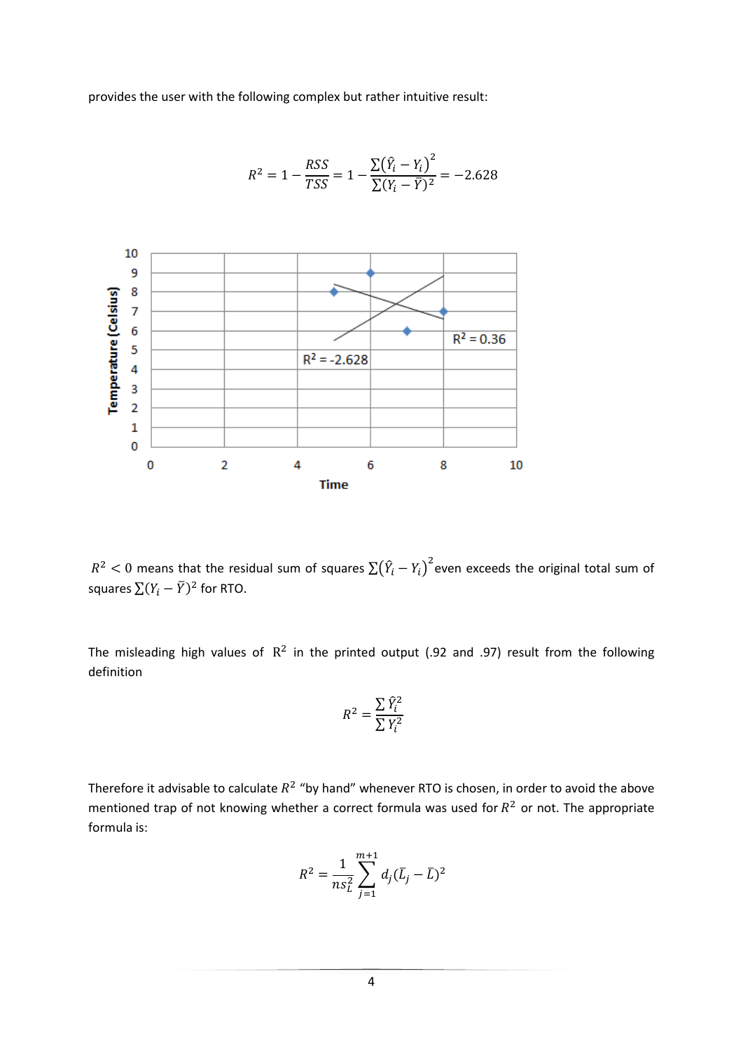provides the user with the following complex but rather intuitive result:

$$R^2 = 1 - \frac{RSS}{TSS} = 1 - \frac{\sum(\hat{Y}_i - Y_i)^2}{\sum(Y_i - \bar{Y})^2} = -2.628$$

$R^2 < 0$ means that the residual sum of squares $\sum(\hat{Y}_i - Y_i)^2$ even exceeds the original total sum of squares $\sum(Y_i - \bar{Y})^2$ for RTO.

The misleading high values of $R^2$ in the printed output (.92 and .97) result from the following definition

$$R^2 = \frac{\sum \hat{Y}_i^2}{\sum Y_i^2}$$

Therefore it advisable to calculate $R^2$ "by hand" whenever RTO is chosen, in order to avoid the above mentioned trap of not knowing whether a correct formula was used for $R^2$ or not. The appropriate formula is:

$$R^2 = \frac{1}{ns_L^2} \sum_{j=1}^{m+1} d_j (\bar{L}_j - \bar{L})^2$$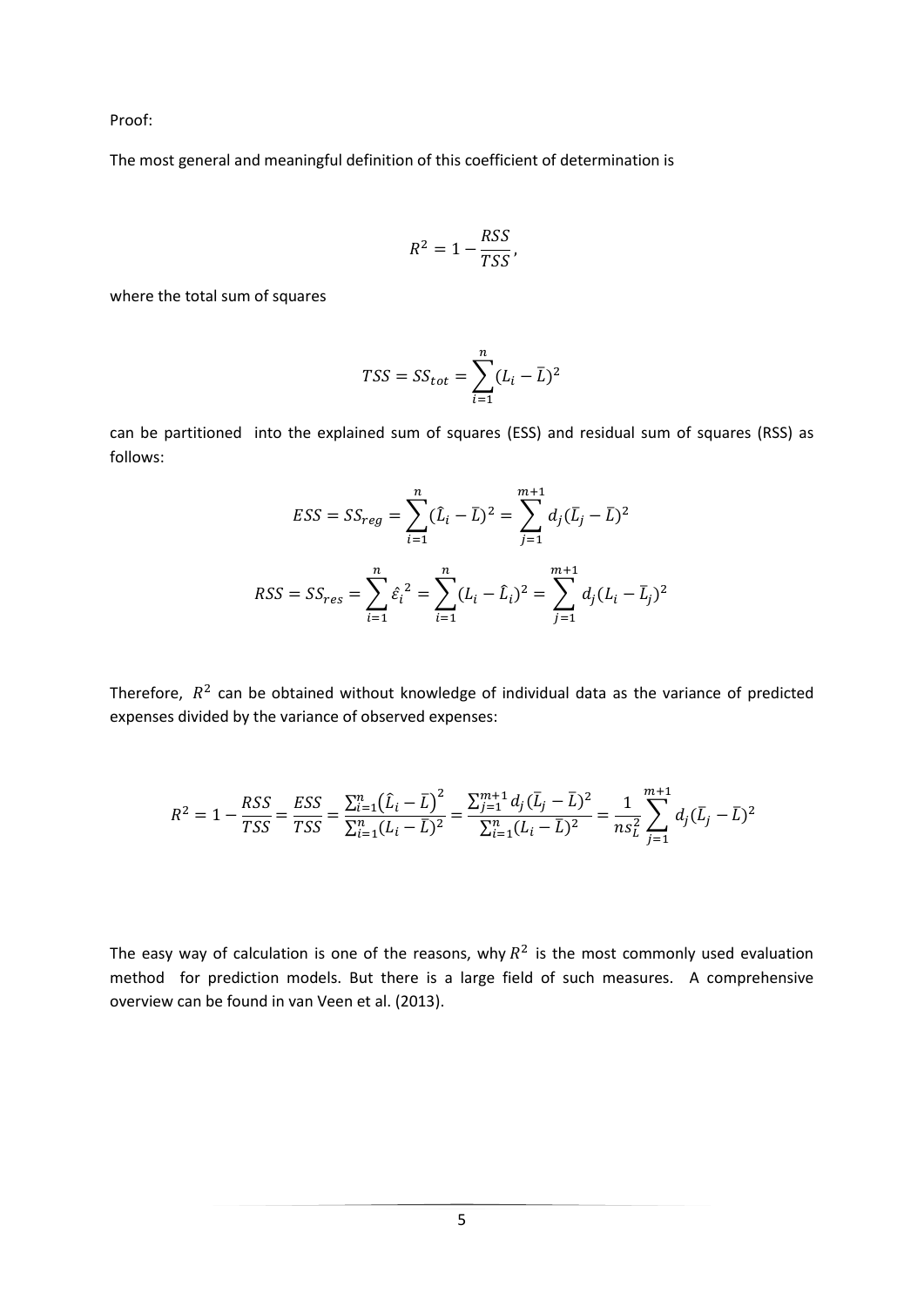Proof:

The most general and meaningful definition of this coefficient of determination is

$$R^2 = 1 - \frac{RSS}{TSS},$$

where the total sum of squares

$$TSS = SS_{tot} = \sum_{i=1}^{n} (L_i - \bar{L})^2$$

can be partitioned into the explained sum of squares (ESS) and residual sum of squares (RSS) as follows:

$$ESS = SS_{reg} = \sum_{i=1}^{n} (\hat{L}_i - \bar{L})^2 = \sum_{j=1}^{m+1} d_j (\bar{L}_j - \bar{L})^2$$

$$RSS = SS_{res} = \sum_{i=1}^{n} \hat{\varepsilon}_i{}^2 = \sum_{i=1}^{n} (L_i - \hat{L}_i)^2 = \sum_{j=1}^{m+1} d_j (L_i - \bar{L}_j)^2$$

Therefore, $R^2$ can be obtained without knowledge of individual data as the variance of predicted expenses divided by the variance of observed expenses:

$$R^2 = 1 - \frac{RSS}{TSS} = \frac{ESS}{TSS} = \frac{\sum_{i=1}^{n} \left(\hat{L}_i - \bar{L}\right)^2}{\sum_{i=1}^{n} (L_i - \bar{L})^2} = \frac{\sum_{j=1}^{m+1} d_j (\bar{L}_j - \bar{L})^2}{\sum_{i=1}^{n} (L_i - \bar{L})^2} = \frac{1}{n s_L^2} \sum_{j=1}^{m+1} d_j (\bar{L}_j - \bar{L})^2$$

The easy way of calculation is one of the reasons, why $R^2$ is the most commonly used evaluation method for prediction models. But there is a large field of such measures. A comprehensive overview can be found in van Veen et al. (2013).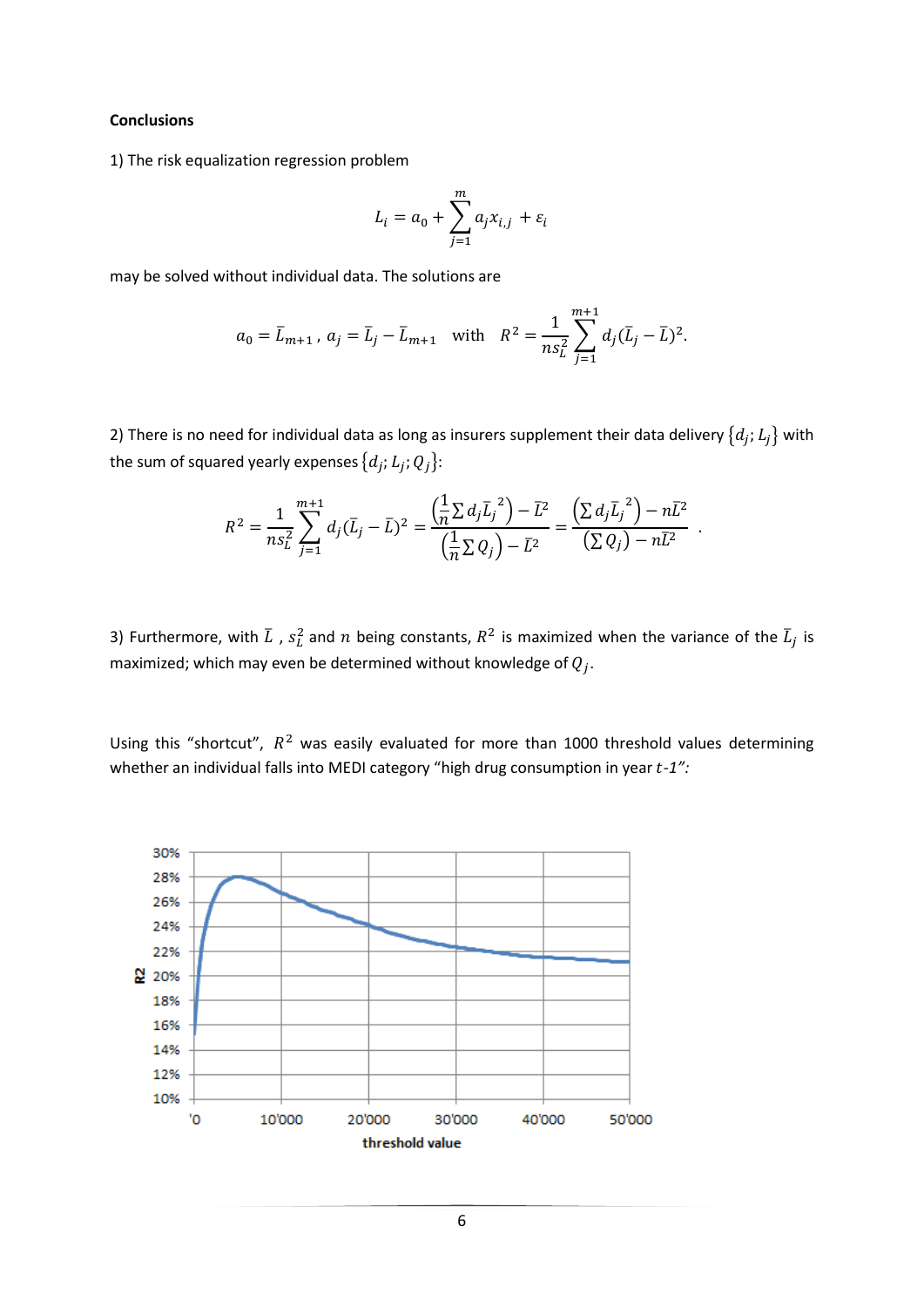**Conclusions**

1) The risk equalization regression problem

$$L_i = a_0 + \sum_{j=1}^{m} a_j x_{i,j} + \varepsilon_i$$

may be solved without individual data. The solutions are

$$a_0 = \bar{L}_{m+1}\,,\; a_j = \bar{L}_j - \bar{L}_{m+1} \quad \text{with} \quad R^2 = \frac{1}{n s_L^2} \sum_{j=1}^{m+1} d_j (\bar{L}_j - \bar{L})^2.$$

2) There is no need for individual data as long as insurers supplement their data delivery $\{d_j; L_j\}$ with the sum of squared yearly expenses $\{d_j; L_j; Q_j\}$:

$$R^2 = \frac{1}{n s_L^2} \sum_{j=1}^{m+1} d_j (\bar{L}_j - \bar{L})^2 = \frac{\left(\frac{1}{n} \sum d_j \bar{L}_j^{\,2}\right) - \bar{L}^2}{\left(\frac{1}{n} \sum Q_j\right) - \bar{L}^2} = \frac{\left(\sum d_j \bar{L}_j^{\,2}\right) - n\bar{L}^2}{\left(\sum Q_j\right) - n\bar{L}^2}\ .$$

3) Furthermore, with $\bar{L}$ , $s_L^2$ and $n$ being constants, $R^2$ is maximized when the variance of the $\bar{L}_j$ is maximized; which may even be determined without knowledge of $Q_j$.

Using this "shortcut", $R^2$ was easily evaluated for more than 1000 threshold values determining whether an individual falls into MEDI category "high drug consumption in year *t-1*":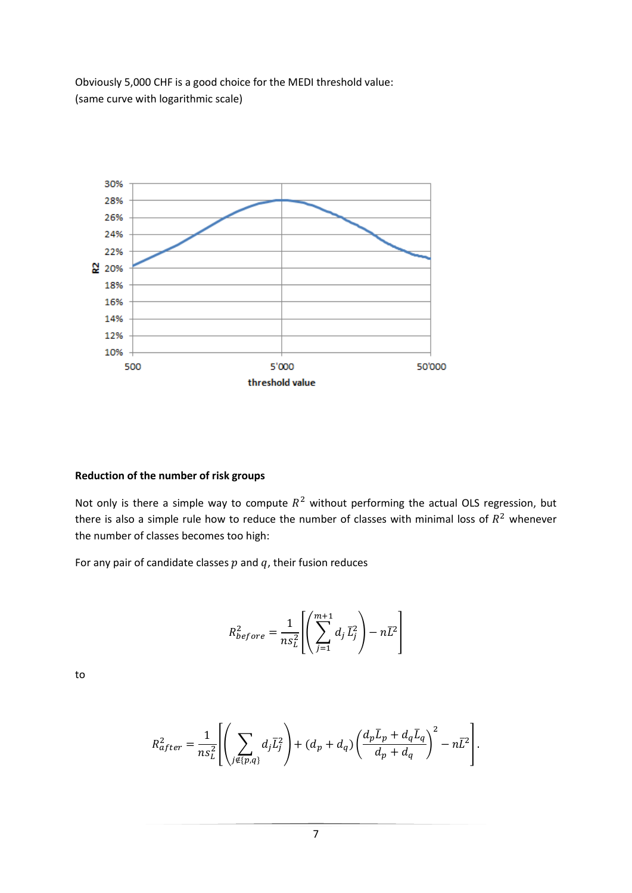Obviously 5,000 CHF is a good choice for the MEDI threshold value:
(same curve with logarithmic scale)

**Reduction of the number of risk groups**

Not only is there a simple way to compute $R^2$ without performing the actual OLS regression, but there is also a simple rule how to reduce the number of classes with minimal loss of $R^2$ whenever the number of classes becomes too high:

For any pair of candidate classes $p$ and $q$, their fusion reduces

$$R^2_{before} = \frac{1}{ns_L^2}\left[\left(\sum_{j=1}^{m+1} d_j \bar{L}_j^2\right) - n\bar{L}^2\right]$$

to

$$R^2_{after} = \frac{1}{ns_L^2}\left[\left(\sum_{j \notin \{p,q\}} d_j \bar{L}_j^2\right) + (d_p + d_q)\left(\frac{d_p\bar{L}_p + d_q\bar{L}_q}{d_p + d_q}\right)^2 - n\bar{L}^2\right].$$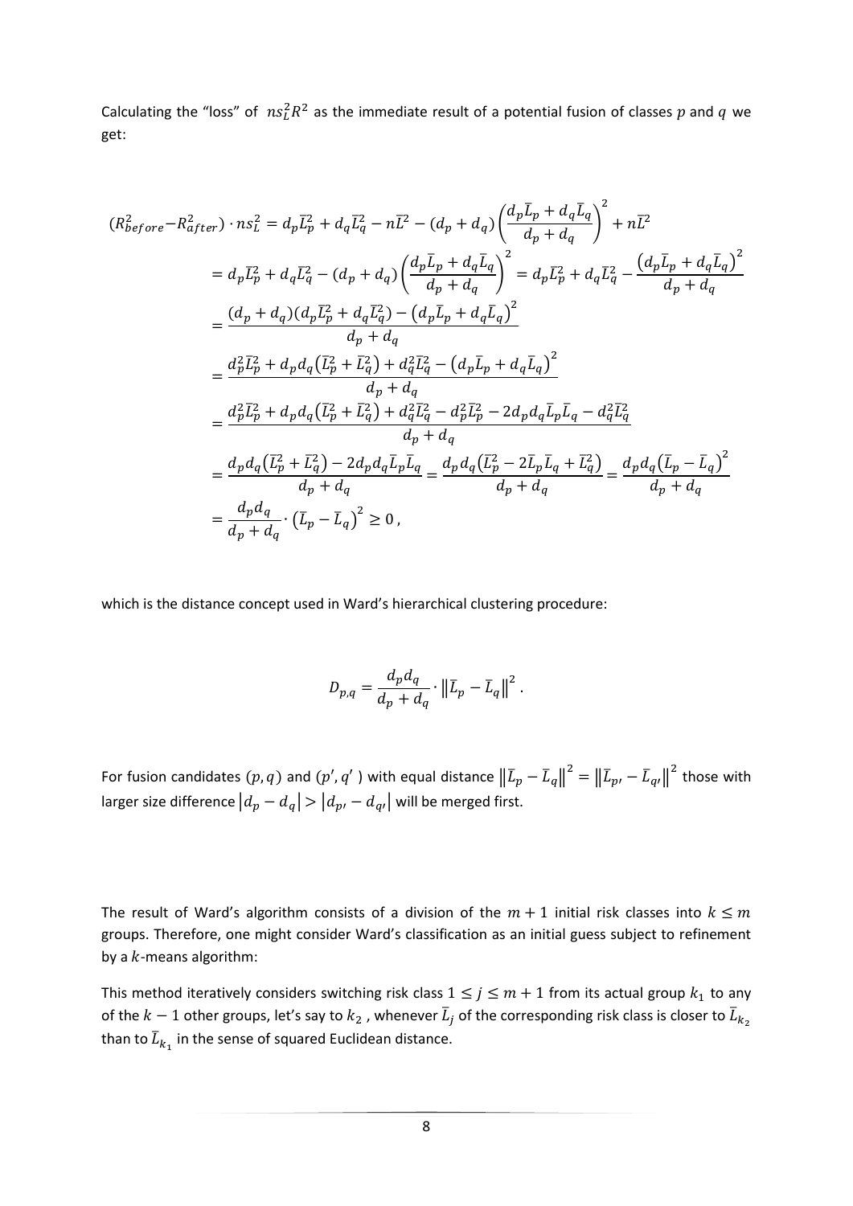Calculating the "loss" of $ns_L^2 R^2$ as the immediate result of a potential fusion of classes $p$ and $q$ we get:

$$
\begin{aligned}
(R_{before}^2 - R_{after}^2) \cdot n s_L^2 &= d_p \bar{L}_p^2 + d_q \bar{L}_q^2 - n\bar{L}^2 - (d_p + d_q)\left(\frac{d_p \bar{L}_p + d_q \bar{L}_q}{d_p + d_q}\right)^2 + n\bar{L}^2 \\
&= d_p \bar{L}_p^2 + d_q \bar{L}_q^2 - (d_p + d_q)\left(\frac{d_p \bar{L}_p + d_q \bar{L}_q}{d_p + d_q}\right)^2 = d_p \bar{L}_p^2 + d_q \bar{L}_q^2 - \frac{\left(d_p \bar{L}_p + d_q \bar{L}_q\right)^2}{d_p + d_q} \\
&= \frac{(d_p + d_q)(d_p \bar{L}_p^2 + d_q \bar{L}_q^2) - \left(d_p \bar{L}_p + d_q \bar{L}_q\right)^2}{d_p + d_q} \\
&= \frac{d_p^2 \bar{L}_p^2 + d_p d_q\left(\bar{L}_p^2 + \bar{L}_q^2\right) + d_q^2 \bar{L}_q^2 - \left(d_p \bar{L}_p + d_q \bar{L}_q\right)^2}{d_p + d_q} \\
&= \frac{d_p^2 \bar{L}_p^2 + d_p d_q\left(\bar{L}_p^2 + \bar{L}_q^2\right) + d_q^2 \bar{L}_q^2 - d_p^2 \bar{L}_p^2 - 2 d_p d_q \bar{L}_p \bar{L}_q - d_q^2 \bar{L}_q^2}{d_p + d_q} \\
&= \frac{d_p d_q\left(\bar{L}_p^2 + \bar{L}_q^2\right) - 2 d_p d_q \bar{L}_p \bar{L}_q}{d_p + d_q} = \frac{d_p d_q\left(\bar{L}_p^2 - 2\bar{L}_p \bar{L}_q + \bar{L}_q^2\right)}{d_p + d_q} = \frac{d_p d_q\left(\bar{L}_p - \bar{L}_q\right)^2}{d_p + d_q} \\
&= \frac{d_p d_q}{d_p + d_q} \cdot \left(\bar{L}_p - \bar{L}_q\right)^2 \geq 0\,,
\end{aligned}
$$

which is the distance concept used in Ward's hierarchical clustering procedure:

$$
D_{p,q} = \frac{d_p d_q}{d_p + d_q} \cdot \left\|\bar{L}_p - \bar{L}_q\right\|^2 .
$$

For fusion candidates $(p, q)$ and $(p', q')$ with equal distance $\left\|\bar{L}_p - \bar{L}_q\right\|^2 = \left\|\bar{L}_{p'} - \bar{L}_{q'}\right\|^2$ those with larger size difference $\left|d_p - d_q\right| > \left|d_{p'} - d_{q'}\right|$ will be merged first.

The result of Ward's algorithm consists of a division of the $m + 1$ initial risk classes into $k \leq m$ groups. Therefore, one might consider Ward's classification as an initial guess subject to refinement by a $k$-means algorithm:

This method iteratively considers switching risk class $1 \leq j \leq m + 1$ from its actual group $k_1$ to any of the $k - 1$ other groups, let's say to $k_2$ , whenever $\bar{L}_j$ of the corresponding risk class is closer to $\bar{L}_{k_2}$ than to $\bar{L}_{k_1}$ in the sense of squared Euclidean distance.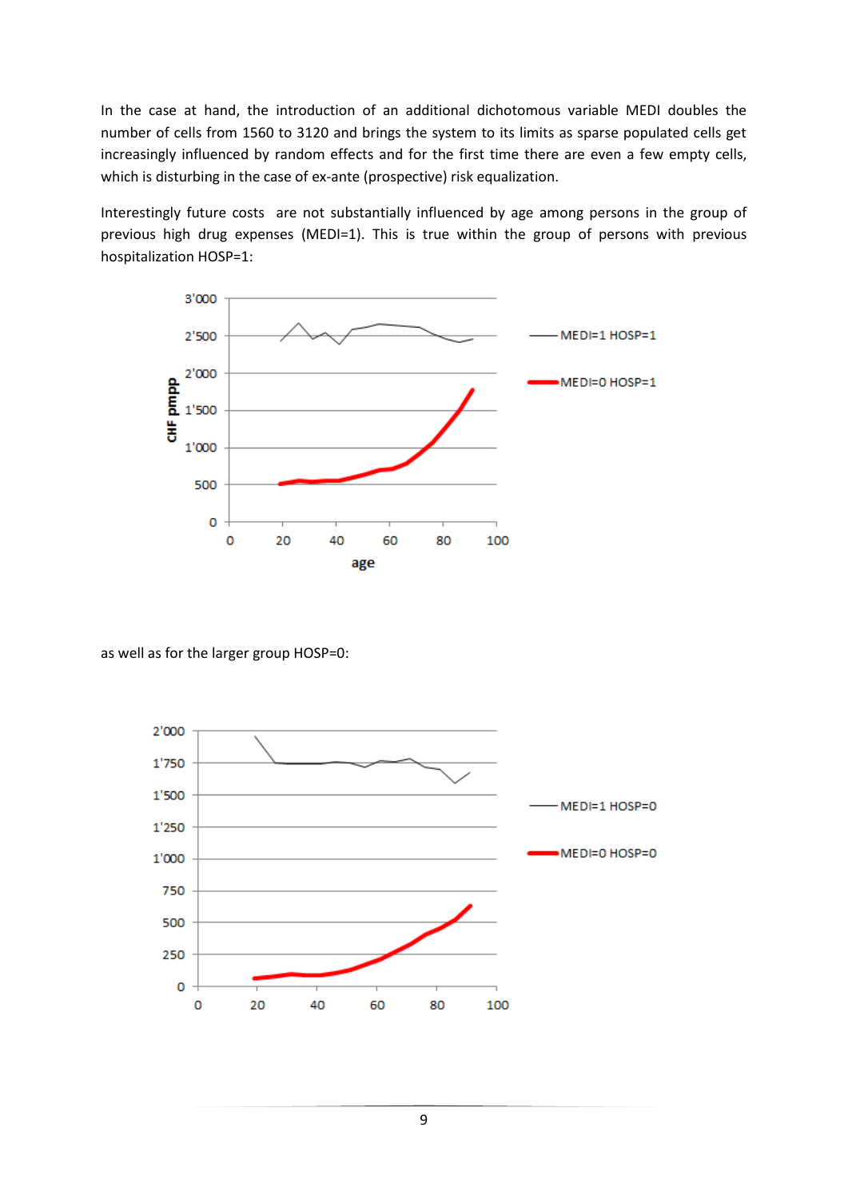In the case at hand, the introduction of an additional dichotomous variable MEDI doubles the number of cells from 1560 to 3120 and brings the system to its limits as sparse populated cells get increasingly influenced by random effects and for the first time there are even a few empty cells, which is disturbing in the case of ex-ante (prospective) risk equalization.

Interestingly future costs are not substantially influenced by age among persons in the group of previous high drug expenses (MEDI=1). This is true within the group of persons with previous hospitalization HOSP=1:

as well as for the larger group HOSP=0: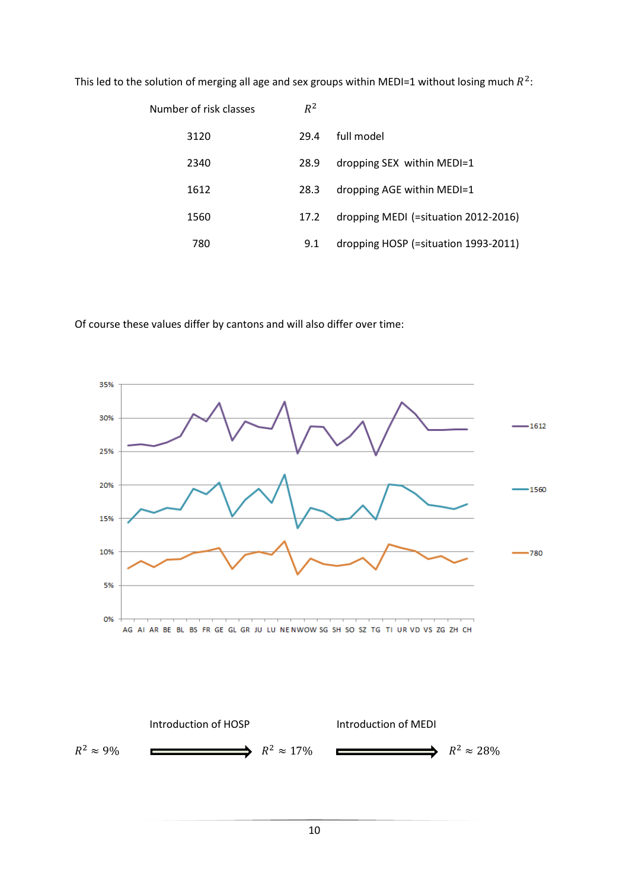This led to the solution of merging all age and sex groups within MEDI=1 without losing much $R^2$:

| Number of risk classes | $R^2$ | |
|---|---|---|
| 3120 | 29.4 | full model |
| 2340 | 28.9 | dropping SEX within MEDI=1 |
| 1612 | 28.3 | dropping AGE within MEDI=1 |
| 1560 | 17.2 | dropping MEDI (=situation 2012-2016) |
| 780 | 9.1 | dropping HOSP (=situation 1993-2011) |

Of course these values differ by cantons and will also differ over time:

Introduction of HOSP &nbsp;&nbsp;&nbsp;&nbsp; Introduction of MEDI

$R^2 \approx 9\%$ ⟹ $R^2 \approx 17\%$ ⟹ $R^2 \approx 28\%$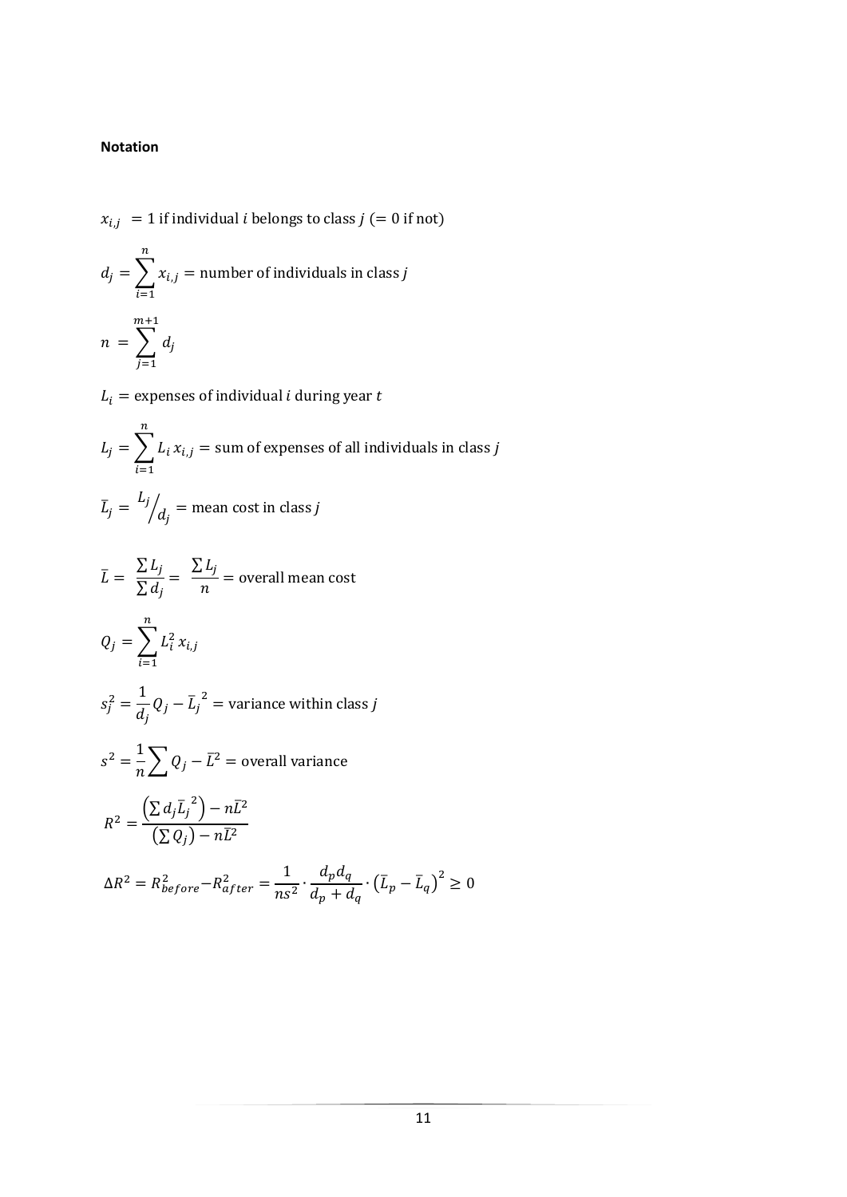**Notation**

$$x_{i,j} = 1 \text{ if individual } i \text{ belongs to class } j \ (= 0 \text{ if not})$$

$$d_j = \sum_{i=1}^{n} x_{i,j} = \text{number of individuals in class } j$$

$$n = \sum_{j=1}^{m+1} d_j$$

$$L_i = \text{expenses of individual } i \text{ during year } t$$

$$L_j = \sum_{i=1}^{n} L_i \, x_{i,j} = \text{sum of expenses of all individuals in class } j$$

$$\bar{L}_j = {}^{L_j}\!/_{d_j} = \text{mean cost in class } j$$

$$\bar{L} = \frac{\sum L_j}{\sum d_j} = \frac{\sum L_j}{n} = \text{overall mean cost}$$

$$Q_j = \sum_{i=1}^{n} L_i^2 \, x_{i,j}$$

$$s_j^2 = \frac{1}{d_j} Q_j - \bar{L}_j^{\,2} = \text{variance within class } j$$

$$s^2 = \frac{1}{n} \sum Q_j - \bar{L}^2 = \text{overall variance}$$

$$R^2 = \frac{\left(\sum d_j \bar{L}_j^{\,2}\right) - n\bar{L}^2}{\left(\sum Q_j\right) - n\bar{L}^2}$$

$$\Delta R^2 = R_{before}^2 - R_{after}^2 = \frac{1}{ns^2} \cdot \frac{d_p d_q}{d_p + d_q} \cdot \left(\bar{L}_p - \bar{L}_q\right)^2 \geq 0$$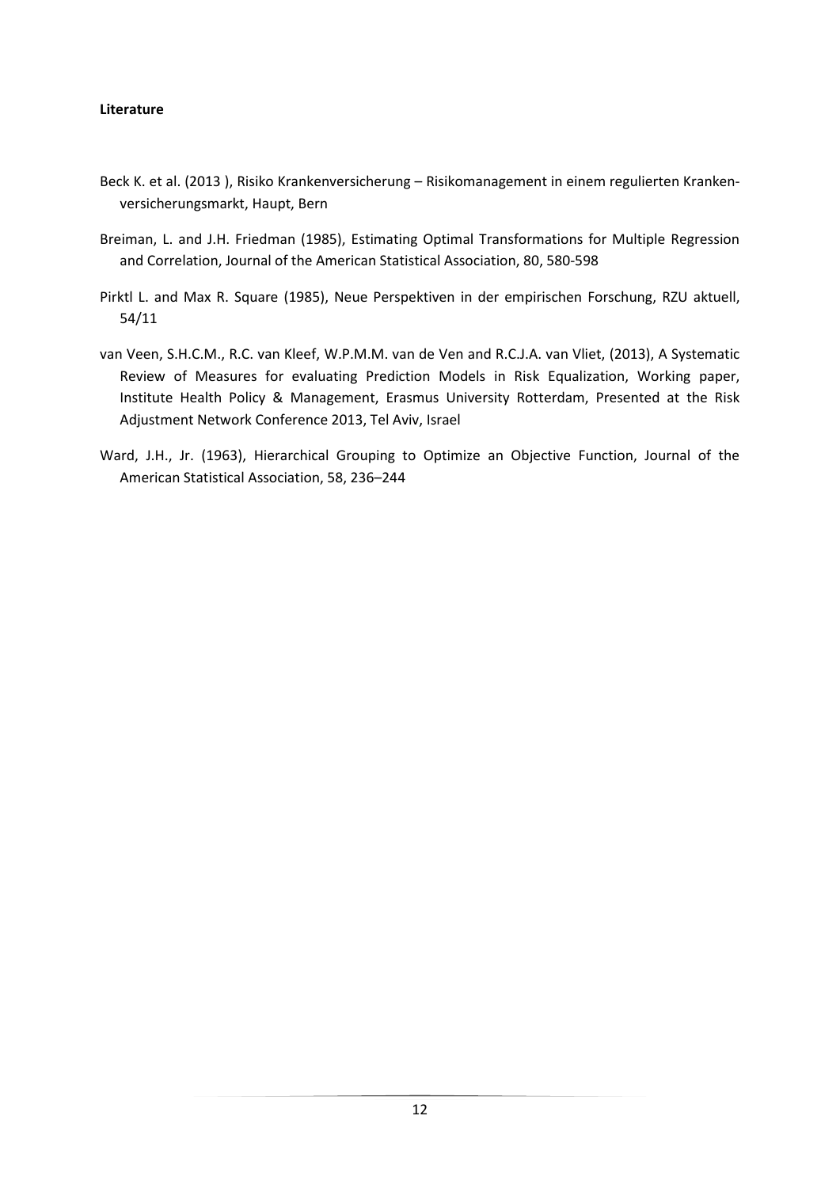**Literature**

Beck K. et al. (2013 ), Risiko Krankenversicherung – Risikomanagement in einem regulierten Kranken-versicherungsmarkt, Haupt, Bern

Breiman, L. and J.H. Friedman (1985), Estimating Optimal Transformations for Multiple Regression and Correlation, Journal of the American Statistical Association, 80, 580-598

Pirktl L. and Max R. Square (1985), Neue Perspektiven in der empirischen Forschung, RZU aktuell, 54/11

van Veen, S.H.C.M., R.C. van Kleef, W.P.M.M. van de Ven and R.C.J.A. van Vliet, (2013), A Systematic Review of Measures for evaluating Prediction Models in Risk Equalization, Working paper, Institute Health Policy & Management, Erasmus University Rotterdam, Presented at the Risk Adjustment Network Conference 2013, Tel Aviv, Israel

Ward, J.H., Jr. (1963), Hierarchical Grouping to Optimize an Objective Function, Journal of the American Statistical Association, 58, 236–244